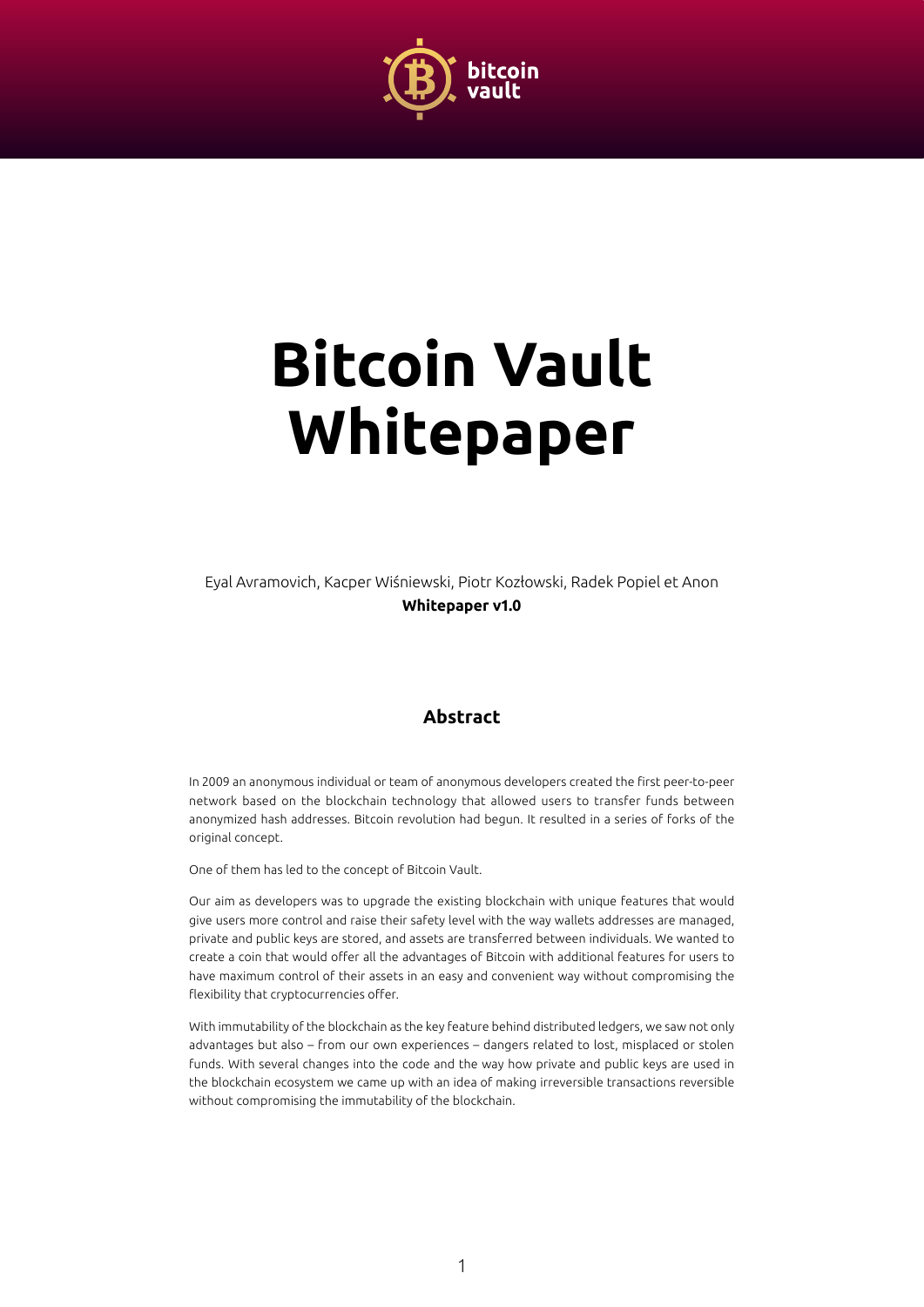# Bitcoin Vault Whitepaper

Eyal Avramovich, Kacper Wiśniewski, Piotr Kozłowski, Radek Popiel et Anon

**Whitepaper v1.0**

## Abstract

In 2009 an anonymous individual or team of anonymous developers created the first peer-to-peer network based on the blockchain technology that allowed users to transfer funds between anonymized hash addresses. Bitcoin revolution had begun. It resulted in a series of forks of the original concept.

One of them has led to the concept of Bitcoin Vault.

Our aim as developers was to upgrade the existing blockchain with unique features that would give users more control and raise their safety level with the way wallets addresses are managed, private and public keys are stored, and assets are transferred between individuals. We wanted to create a coin that would offer all the advantages of Bitcoin with additional features for users to have maximum control of their assets in an easy and convenient way without compromising the flexibility that cryptocurrencies offer.

With immutability of the blockchain as the key feature behind distributed ledgers, we saw not only advantages but also – from our own experiences – dangers related to lost, misplaced or stolen funds. With several changes into the code and the way how private and public keys are used in the blockchain ecosystem we came up with an idea of making irreversible transactions reversible without compromising the immutability of the blockchain.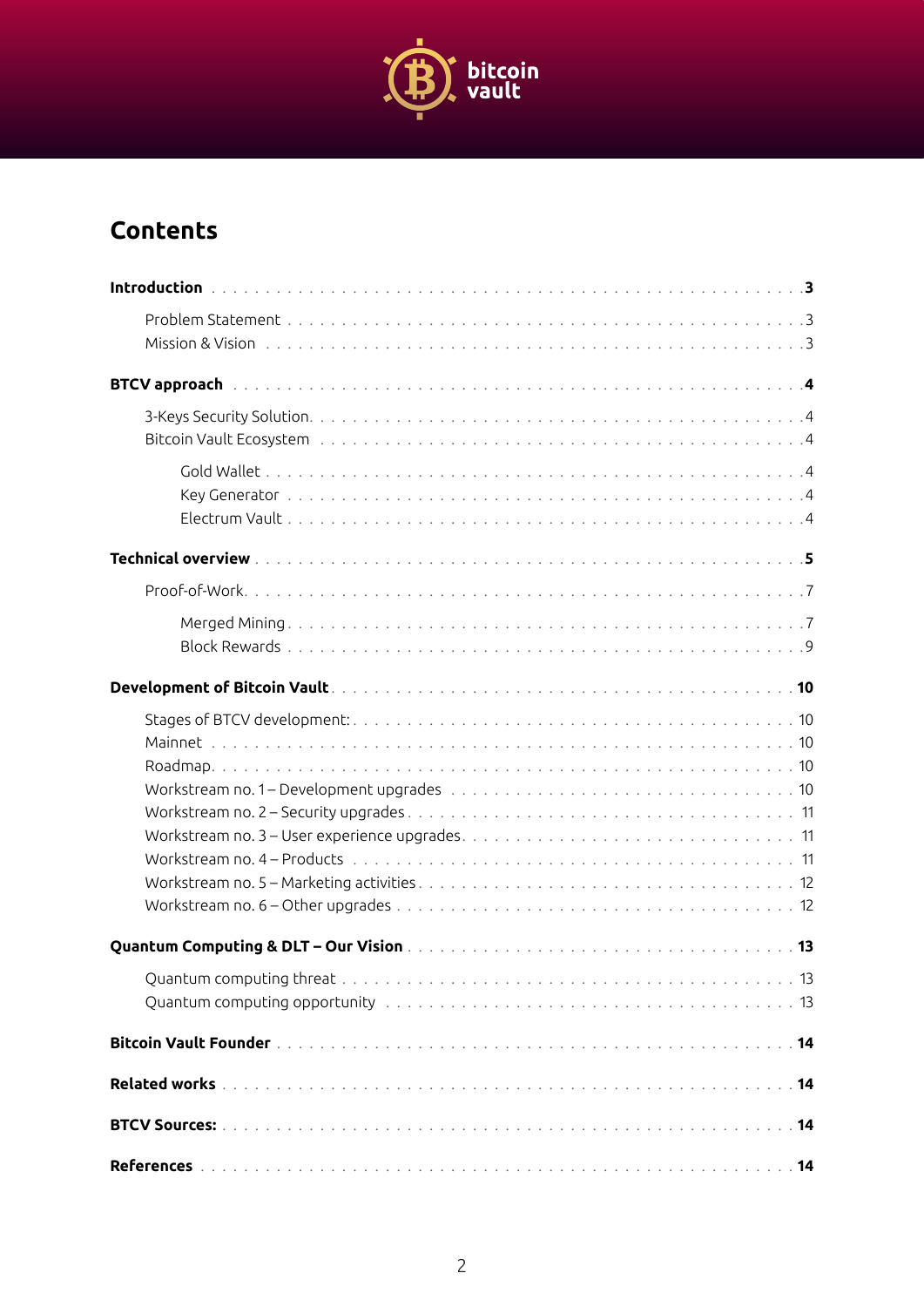# Contents

**Introduction** . . . . . . . . . . . . . . . . . . . . . . . . . . . . . . . . . . . . . . . . . . . . . **3**

- Problem Statement . . . . . . . . . . . . . . . . . . . . . . . . . . . . . . . . . . . . . . . . . . 3
- Mission & Vision . . . . . . . . . . . . . . . . . . . . . . . . . . . . . . . . . . . . . . . . . . . 3

**BTCV approach** . . . . . . . . . . . . . . . . . . . . . . . . . . . . . . . . . . . . . . . . . . . . **4**

- 3-Keys Security Solution. . . . . . . . . . . . . . . . . . . . . . . . . . . . . . . . . . . . . . 4
- Bitcoin Vault Ecosystem . . . . . . . . . . . . . . . . . . . . . . . . . . . . . . . . . . . . . . 4
  - Gold Wallet . . . . . . . . . . . . . . . . . . . . . . . . . . . . . . . . . . . . . . . . . . . 4
  - Key Generator . . . . . . . . . . . . . . . . . . . . . . . . . . . . . . . . . . . . . . . . . 4
  - Electrum Vault . . . . . . . . . . . . . . . . . . . . . . . . . . . . . . . . . . . . . . . . 4

**Technical overview** . . . . . . . . . . . . . . . . . . . . . . . . . . . . . . . . . . . . . . . . . **5**

- Proof-of-Work. . . . . . . . . . . . . . . . . . . . . . . . . . . . . . . . . . . . . . . . . . . . . 7
  - Merged Mining . . . . . . . . . . . . . . . . . . . . . . . . . . . . . . . . . . . . . . . . . 7
  - Block Rewards . . . . . . . . . . . . . . . . . . . . . . . . . . . . . . . . . . . . . . . . . 9

**Development of Bitcoin Vault** . . . . . . . . . . . . . . . . . . . . . . . . . . . . . . . . . **10**

- Stages of BTCV development: . . . . . . . . . . . . . . . . . . . . . . . . . . . . . . . . . 10
- Mainnet . . . . . . . . . . . . . . . . . . . . . . . . . . . . . . . . . . . . . . . . . . . . . . . . . 10
- Roadmap. . . . . . . . . . . . . . . . . . . . . . . . . . . . . . . . . . . . . . . . . . . . . . . . 10
- Workstream no. 1 – Development upgrades . . . . . . . . . . . . . . . . . . . . . . . . 10
- Workstream no. 2 – Security upgrades . . . . . . . . . . . . . . . . . . . . . . . . . . . 11
- Workstream no. 3 – User experience upgrades. . . . . . . . . . . . . . . . . . . . . . 11
- Workstream no. 4 – Products . . . . . . . . . . . . . . . . . . . . . . . . . . . . . . . . . . 11
- Workstream no. 5 – Marketing activities . . . . . . . . . . . . . . . . . . . . . . . . . . 12
- Workstream no. 6 – Other upgrades . . . . . . . . . . . . . . . . . . . . . . . . . . . . . 12

**Quantum Computing & DLT – Our Vision** . . . . . . . . . . . . . . . . . . . . . . . . . . **13**

- Quantum computing threat . . . . . . . . . . . . . . . . . . . . . . . . . . . . . . . . . . . . 13
- Quantum computing opportunity . . . . . . . . . . . . . . . . . . . . . . . . . . . . . . . . 13

**Bitcoin Vault Founder** . . . . . . . . . . . . . . . . . . . . . . . . . . . . . . . . . . . . . . . . **14**

**Related works** . . . . . . . . . . . . . . . . . . . . . . . . . . . . . . . . . . . . . . . . . . . . . . **14**

**BTCV Sources:** . . . . . . . . . . . . . . . . . . . . . . . . . . . . . . . . . . . . . . . . . . . . . **14**

**References** . . . . . . . . . . . . . . . . . . . . . . . . . . . . . . . . . . . . . . . . . . . . . . . . **14**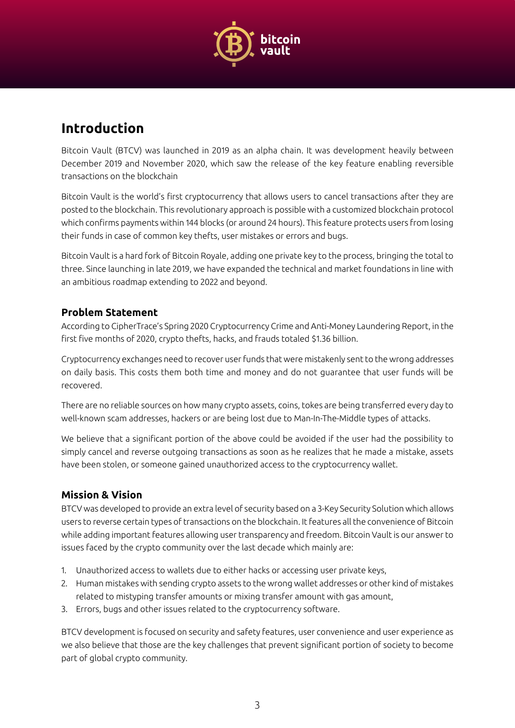# Introduction

Bitcoin Vault (BTCV) was launched in 2019 as an alpha chain. It was development heavily between December 2019 and November 2020, which saw the release of the key feature enabling reversible transactions on the blockchain

Bitcoin Vault is the world's first cryptocurrency that allows users to cancel transactions after they are posted to the blockchain. This revolutionary approach is possible with a customized blockchain protocol which confirms payments within 144 blocks (or around 24 hours). This feature protects users from losing their funds in case of common key thefts, user mistakes or errors and bugs.

Bitcoin Vault is a hard fork of Bitcoin Royale, adding one private key to the process, bringing the total to three. Since launching in late 2019, we have expanded the technical and market foundations in line with an ambitious roadmap extending to 2022 and beyond.

## Problem Statement

According to CipherTrace's Spring 2020 Cryptocurrency Crime and Anti-Money Laundering Report, in the first five months of 2020, crypto thefts, hacks, and frauds totaled $1.36 billion.

Cryptocurrency exchanges need to recover user funds that were mistakenly sent to the wrong addresses on daily basis. This costs them both time and money and do not guarantee that user funds will be recovered.

There are no reliable sources on how many crypto assets, coins, tokes are being transferred every day to well-known scam addresses, hackers or are being lost due to Man-In-The-Middle types of attacks.

We believe that a significant portion of the above could be avoided if the user had the possibility to simply cancel and reverse outgoing transactions as soon as he realizes that he made a mistake, assets have been stolen, or someone gained unauthorized access to the cryptocurrency wallet.

## Mission & Vision

BTCV was developed to provide an extra level of security based on a 3-Key Security Solution which allows users to reverse certain types of transactions on the blockchain. It features all the convenience of Bitcoin while adding important features allowing user transparency and freedom. Bitcoin Vault is our answer to issues faced by the crypto community over the last decade which mainly are:

1. Unauthorized access to wallets due to either hacks or accessing user private keys,
2. Human mistakes with sending crypto assets to the wrong wallet addresses or other kind of mistakes related to mistyping transfer amounts or mixing transfer amount with gas amount,
3. Errors, bugs and other issues related to the cryptocurrency software.

BTCV development is focused on security and safety features, user convenience and user experience as we also believe that those are the key challenges that prevent significant portion of society to become part of global crypto community.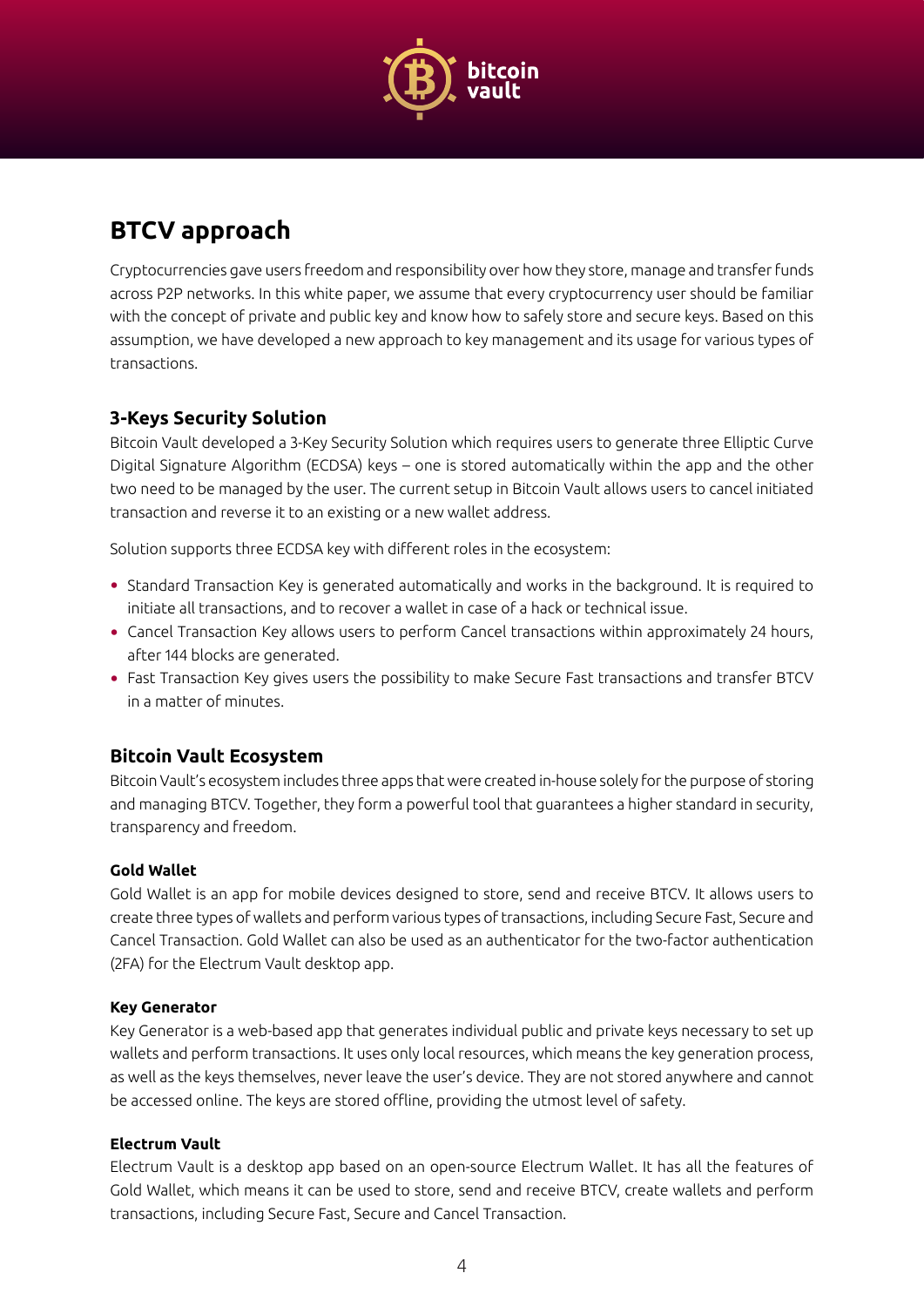# BTCV approach

Cryptocurrencies gave users freedom and responsibility over how they store, manage and transfer funds across P2P networks. In this white paper, we assume that every cryptocurrency user should be familiar with the concept of private and public key and know how to safely store and secure keys. Based on this assumption, we have developed a new approach to key management and its usage for various types of transactions.

## 3-Keys Security Solution

Bitcoin Vault developed a 3-Key Security Solution which requires users to generate three Elliptic Curve Digital Signature Algorithm (ECDSA) keys – one is stored automatically within the app and the other two need to be managed by the user. The current setup in Bitcoin Vault allows users to cancel initiated transaction and reverse it to an existing or a new wallet address.

Solution supports three ECDSA key with different roles in the ecosystem:

- Standard Transaction Key is generated automatically and works in the background. It is required to initiate all transactions, and to recover a wallet in case of a hack or technical issue.
- Cancel Transaction Key allows users to perform Cancel transactions within approximately 24 hours, after 144 blocks are generated.
- Fast Transaction Key gives users the possibility to make Secure Fast transactions and transfer BTCV in a matter of minutes.

## Bitcoin Vault Ecosystem

Bitcoin Vault's ecosystem includes three apps that were created in-house solely for the purpose of storing and managing BTCV. Together, they form a powerful tool that guarantees a higher standard in security, transparency and freedom.

### Gold Wallet

Gold Wallet is an app for mobile devices designed to store, send and receive BTCV. It allows users to create three types of wallets and perform various types of transactions, including Secure Fast, Secure and Cancel Transaction. Gold Wallet can also be used as an authenticator for the two-factor authentication (2FA) for the Electrum Vault desktop app.

### Key Generator

Key Generator is a web-based app that generates individual public and private keys necessary to set up wallets and perform transactions. It uses only local resources, which means the key generation process, as well as the keys themselves, never leave the user's device. They are not stored anywhere and cannot be accessed online. The keys are stored offline, providing the utmost level of safety.

### Electrum Vault

Electrum Vault is a desktop app based on an open-source Electrum Wallet. It has all the features of Gold Wallet, which means it can be used to store, send and receive BTCV, create wallets and perform transactions, including Secure Fast, Secure and Cancel Transaction.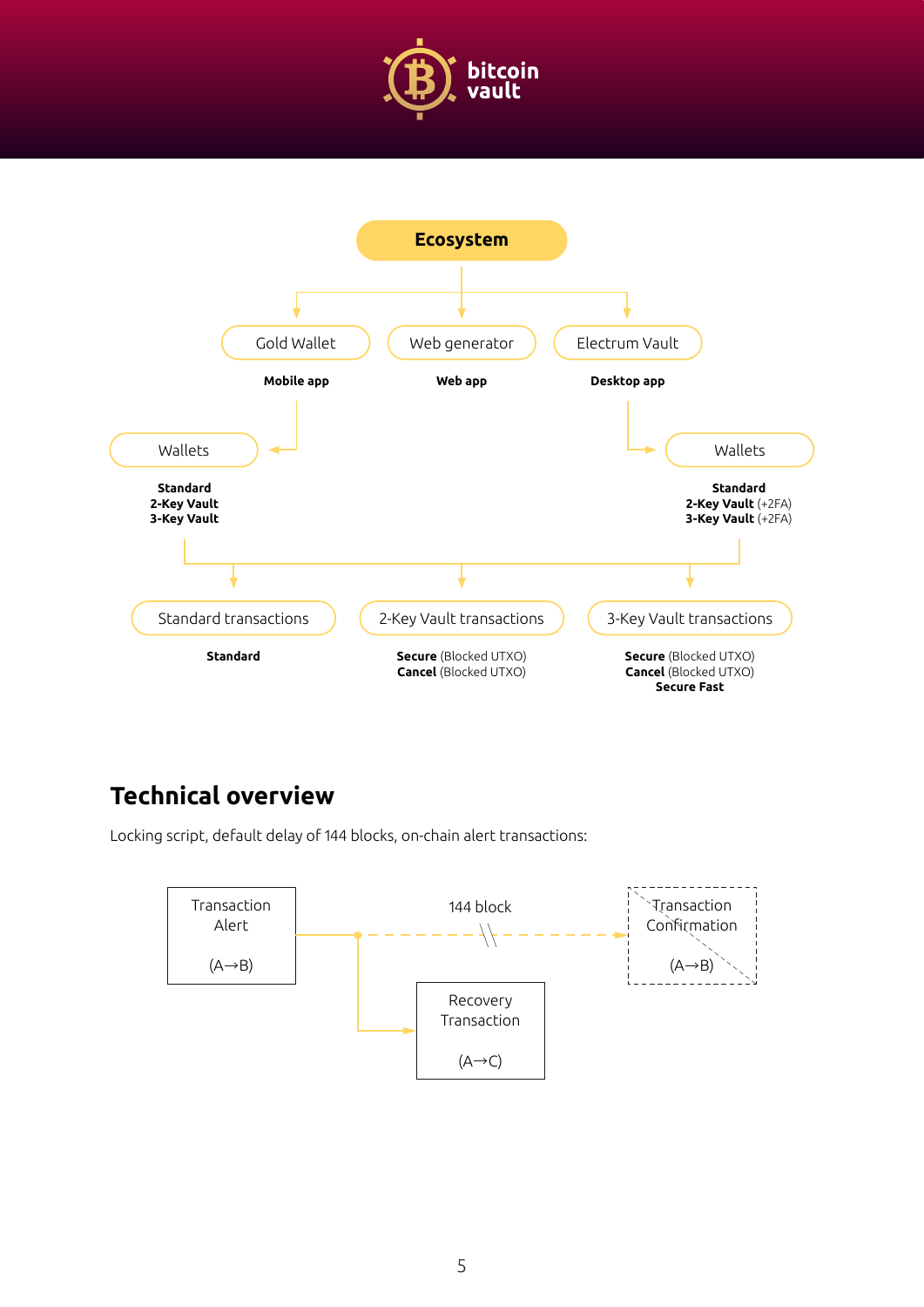**Ecosystem**

- **Gold Wallet** — **Mobile app**
  - Wallets
    - **Standard**
    - **2-Key Vault**
    - **3-Key Vault**
- **Web generator** — **Web app**
- **Electrum Vault** — **Desktop app**
  - Wallets
    - **Standard**
    - **2-Key Vault** (+2FA)
    - **3-Key Vault** (+2FA)

Standard transactions
- **Standard**

2-Key Vault transactions
- **Secure** (Blocked UTXO)
- **Cancel** (Blocked UTXO)

3-Key Vault transactions
- **Secure** (Blocked UTXO)
- **Cancel** (Blocked UTXO)
- **Secure Fast**

## Technical overview

Locking script, default delay of 144 blocks, on-chain alert transactions:

Transaction Alert (A→B) — 144 block → Transaction Confirmation (A→B)

Transaction Alert (A→B) → Recovery Transaction (A→C)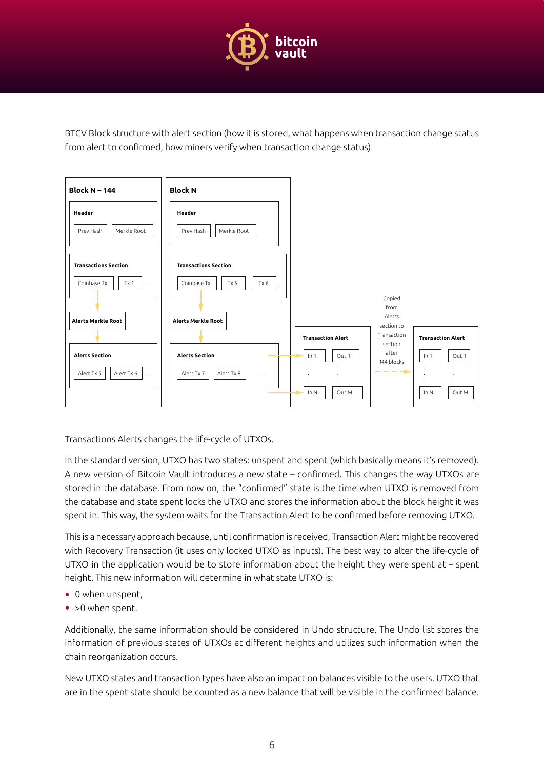BTCV Block structure with alert section (how it is stored, what happens when transaction change status from alert to confirmed, how miners verify when transaction change status)

Block N – 144

Header

Prev Hash | Merkle Root

Transactions Section

Coinbase Tx | Tx 1 | ...

Alerts Merkle Root

Alerts Section

Alert Tx 5 | Alert Tx 6 | ...

Block N

Header

Prev Hash | Merkle Root

Transactions Section

Coinbase Tx | Tx 5 | Tx 6 | ...

Alerts Merkle Root

Alerts Section

Alert Tx 7 | Alert Tx 8 | ...

Transaction Alert

In 1 | Out 1

In N | Out M

Copied from Alerts section to Transaction section after 144 blocks

Transaction Alert

In 1 | Out 1

In N | Out M

Transactions Alerts changes the life-cycle of UTXOs.

In the standard version, UTXO has two states: unspent and spent (which basically means it's removed). A new version of Bitcoin Vault introduces a new state – confirmed. This changes the way UTXOs are stored in the database. From now on, the "confirmed" state is the time when UTXO is removed from the database and state spent locks the UTXO and stores the information about the block height it was spent in. This way, the system waits for the Transaction Alert to be confirmed before removing UTXO.

This is a necessary approach because, until confirmation is received, Transaction Alert might be recovered with Recovery Transaction (it uses only locked UTXO as inputs). The best way to alter the life-cycle of UTXO in the application would be to store information about the height they were spent at – spent height. This new information will determine in what state UTXO is:

- 0 when unspent,
- >0 when spent.

Additionally, the same information should be considered in Undo structure. The Undo list stores the information of previous states of UTXOs at different heights and utilizes such information when the chain reorganization occurs.

New UTXO states and transaction types have also an impact on balances visible to the users. UTXO that are in the spent state should be counted as a new balance that will be visible in the confirmed balance.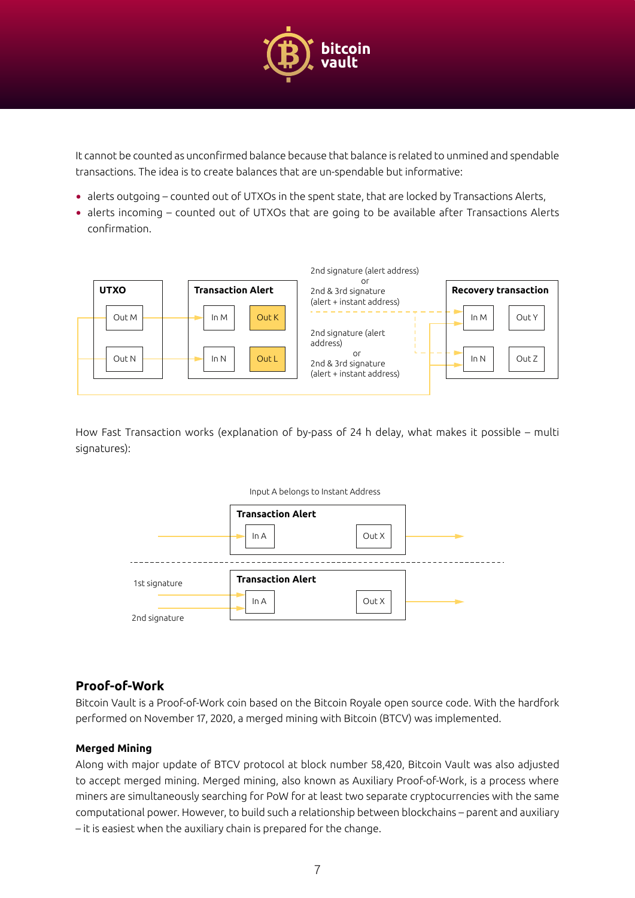It cannot be counted as unconfirmed balance because that balance is related to unmined and spendable transactions. The idea is to create balances that are un-spendable but informative:

- alerts outgoing – counted out of UTXOs in the spent state, that are locked by Transactions Alerts,
- alerts incoming – counted out of UTXOs that are going to be available after Transactions Alerts confirmation.

UTXO: Out M, Out N

Transaction Alert: In M, Out K; In N, Out L

2nd signature (alert address) or 2nd & 3rd signature (alert + instant address)

2nd signature (alert address) or 2nd & 3rd signature (alert + instant address)

Recovery transaction: In M, Out Y; In N, Out Z

How Fast Transaction works (explanation of by-pass of 24 h delay, what makes it possible – multi signatures):

Input A belongs to Instant Address

Transaction Alert: In A, Out X

1st signature

2nd signature

Transaction Alert: In A, Out X

## Proof-of-Work

Bitcoin Vault is a Proof-of-Work coin based on the Bitcoin Royale open source code. With the hardfork performed on November 17, 2020, a merged mining with Bitcoin (BTCV) was implemented.

### Merged Mining

Along with major update of BTCV protocol at block number 58,420, Bitcoin Vault was also adjusted to accept merged mining. Merged mining, also known as Auxiliary Proof-of-Work, is a process where miners are simultaneously searching for PoW for at least two separate cryptocurrencies with the same computational power. However, to build such a relationship between blockchains – parent and auxiliary – it is easiest when the auxiliary chain is prepared for the change.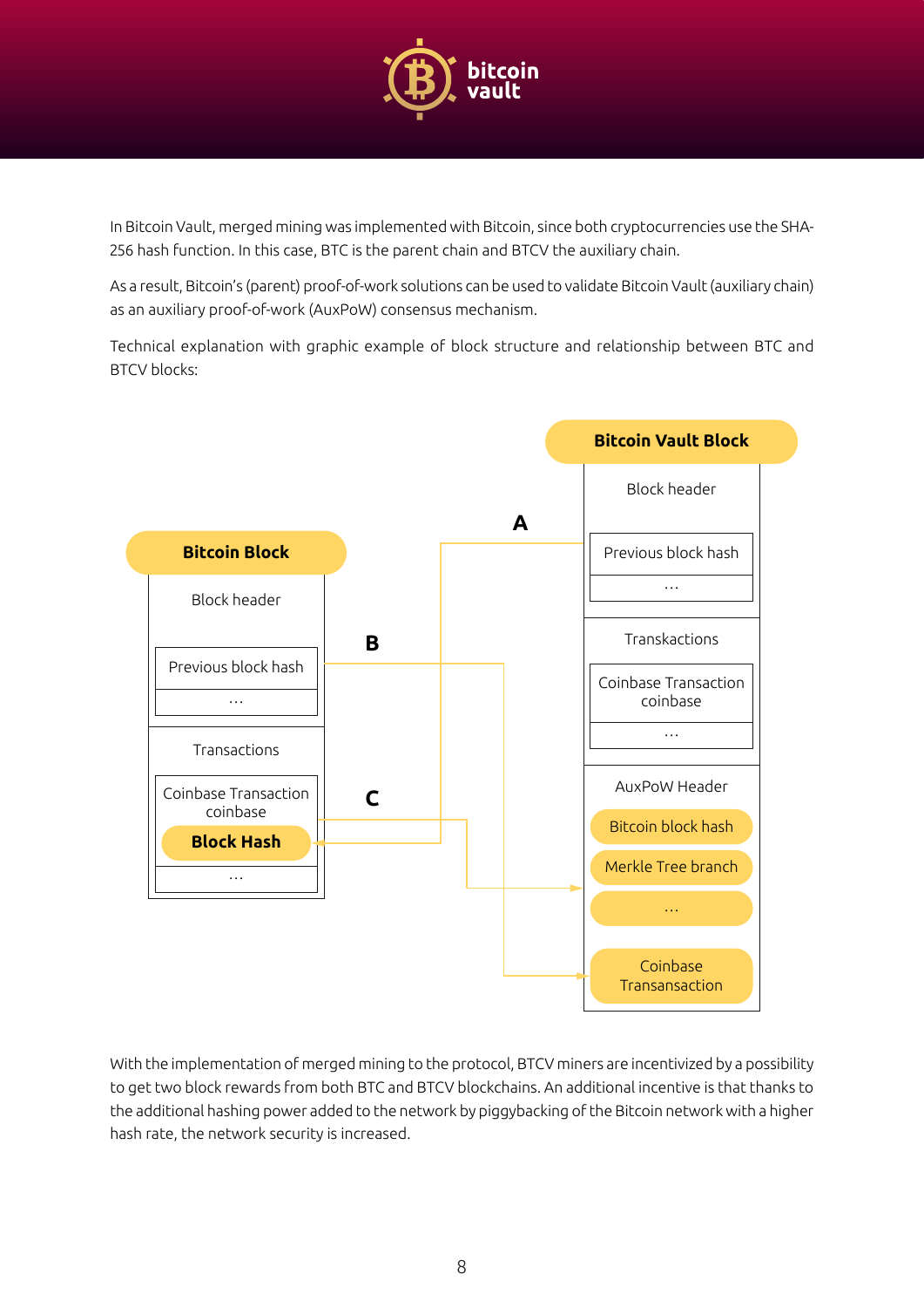In Bitcoin Vault, merged mining was implemented with Bitcoin, since both cryptocurrencies use the SHA-256 hash function. In this case, BTC is the parent chain and BTCV the auxiliary chain.

As a result, Bitcoin's (parent) proof-of-work solutions can be used to validate Bitcoin Vault (auxiliary chain) as an auxiliary proof-of-work (AuxPoW) consensus mechanism.

Technical explanation with graphic example of block structure and relationship between BTC and BTCV blocks:

**Bitcoin Block**

- Block header
  - Previous block hash
  - ...
- Transactions
  - Coinbase Transaction coinbase
  - **Block Hash**
  - ...

**Bitcoin Vault Block**

- Block header
  - Previous block hash
  - ...
- Transkactions
  - Coinbase Transaction coinbase
  - ...
- AuxPoW Header
  - Bitcoin block hash
  - Merkle Tree branch
  - ...
  - Coinbase Transansaction

A

B

C

With the implementation of merged mining to the protocol, BTCV miners are incentivized by a possibility to get two block rewards from both BTC and BTCV blockchains. An additional incentive is that thanks to the additional hashing power added to the network by piggybacking of the Bitcoin network with a higher hash rate, the network security is increased.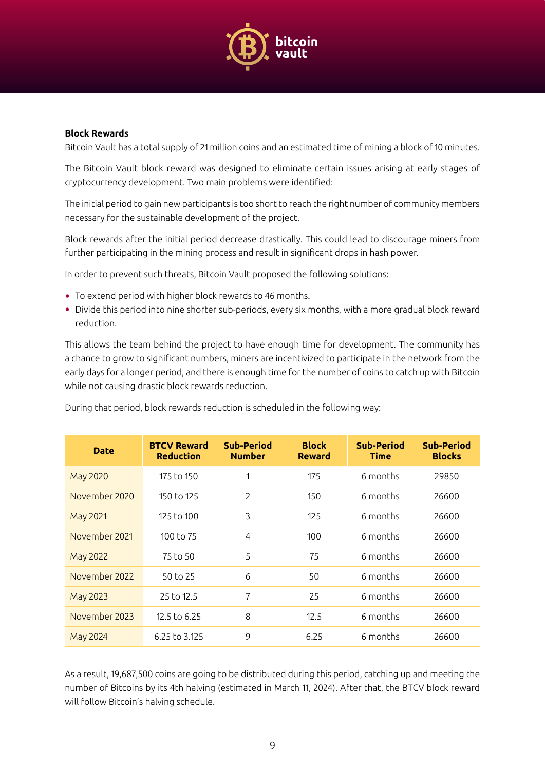**Block Rewards**

Bitcoin Vault has a total supply of 21 million coins and an estimated time of mining a block of 10 minutes.

The Bitcoin Vault block reward was designed to eliminate certain issues arising at early stages of cryptocurrency development. Two main problems were identified:

The initial period to gain new participants is too short to reach the right number of community members necessary for the sustainable development of the project.

Block rewards after the initial period decrease drastically. This could lead to discourage miners from further participating in the mining process and result in significant drops in hash power.

In order to prevent such threats, Bitcoin Vault proposed the following solutions:

- To extend period with higher block rewards to 46 months.
- Divide this period into nine shorter sub-periods, every six months, with a more gradual block reward reduction.

This allows the team behind the project to have enough time for development. The community has a chance to grow to significant numbers, miners are incentivized to participate in the network from the early days for a longer period, and there is enough time for the number of coins to catch up with Bitcoin while not causing drastic block rewards reduction.

During that period, block rewards reduction is scheduled in the following way:

| Date | BTCV Reward Reduction | Sub-Period Number | Block Reward | Sub-Period Time | Sub-Period Blocks |
|---|---|---|---|---|---|
| May 2020 | 175 to 150 | 1 | 175 | 6 months | 29850 |
| November 2020 | 150 to 125 | 2 | 150 | 6 months | 26600 |
| May 2021 | 125 to 100 | 3 | 125 | 6 months | 26600 |
| November 2021 | 100 to 75 | 4 | 100 | 6 months | 26600 |
| May 2022 | 75 to 50 | 5 | 75 | 6 months | 26600 |
| November 2022 | 50 to 25 | 6 | 50 | 6 months | 26600 |
| May 2023 | 25 to 12.5 | 7 | 25 | 6 months | 26600 |
| November 2023 | 12.5 to 6.25 | 8 | 12.5 | 6 months | 26600 |
| May 2024 | 6.25 to 3.125 | 9 | 6.25 | 6 months | 26600 |

As a result, 19,687,500 coins are going to be distributed during this period, catching up and meeting the number of Bitcoins by its 4th halving (estimated in March 11, 2024). After that, the BTCV block reward will follow Bitcoin's halving schedule.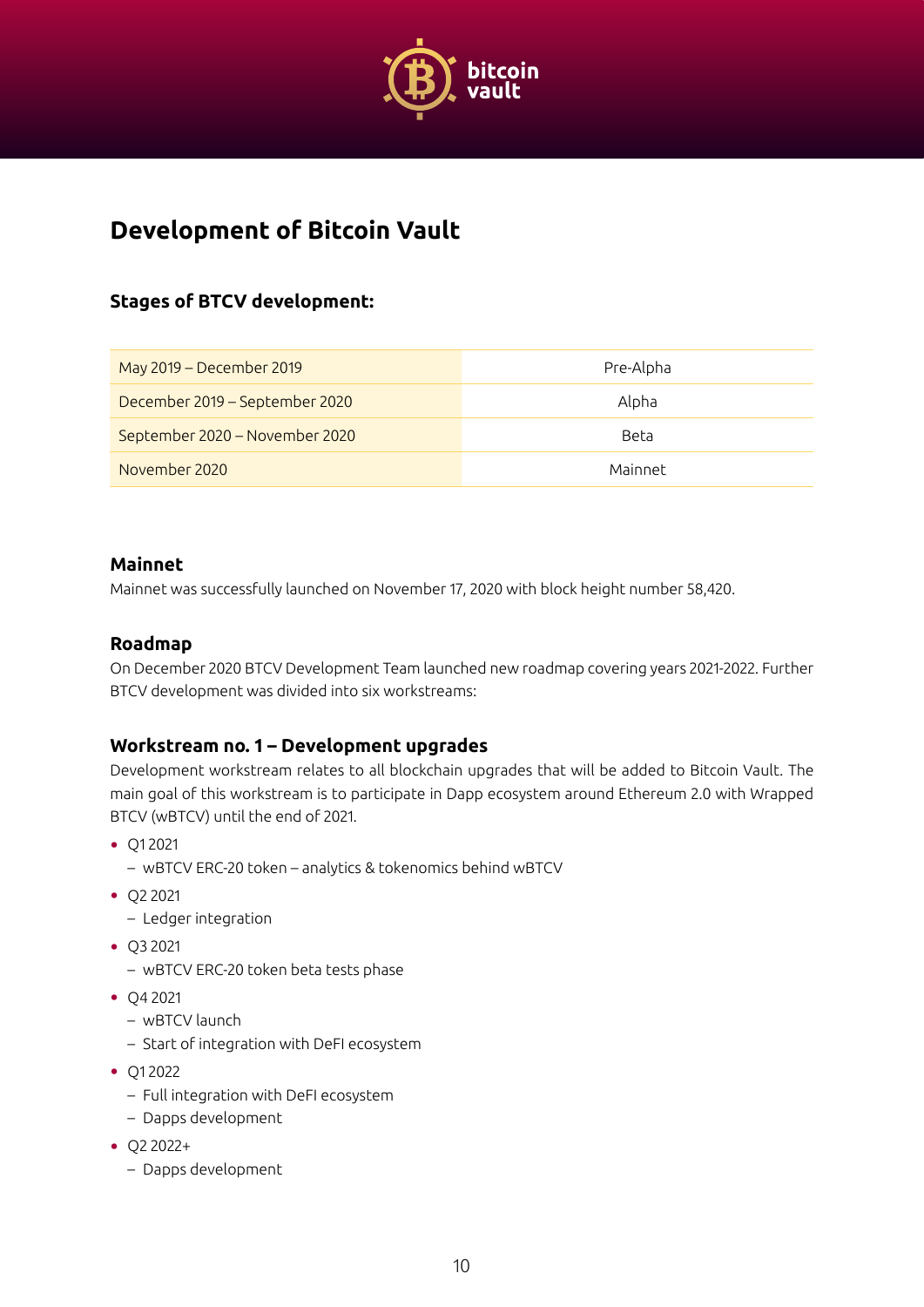# Development of Bitcoin Vault

## Stages of BTCV development:

| | |
|---|---|
| May 2019 – December 2019 | Pre-Alpha |
| December 2019 – September 2020 | Alpha |
| September 2020 – November 2020 | Beta |
| November 2020 | Mainnet |

### Mainnet

Mainnet was successfully launched on November 17, 2020 with block height number 58,420.

### Roadmap

On December 2020 BTCV Development Team launched new roadmap covering years 2021-2022. Further BTCV development was divided into six workstreams:

### Workstream no. 1 – Development upgrades

Development workstream relates to all blockchain upgrades that will be added to Bitcoin Vault. The main goal of this workstream is to participate in Dapp ecosystem around Ethereum 2.0 with Wrapped BTCV (wBTCV) until the end of 2021.

- Q1 2021
  - wBTCV ERC-20 token – analytics & tokenomics behind wBTCV
- Q2 2021
  - Ledger integration
- Q3 2021
  - wBTCV ERC-20 token beta tests phase
- Q4 2021
  - wBTCV launch
  - Start of integration with DeFI ecosystem
- Q1 2022
  - Full integration with DeFI ecosystem
  - Dapps development
- Q2 2022+
  - Dapps development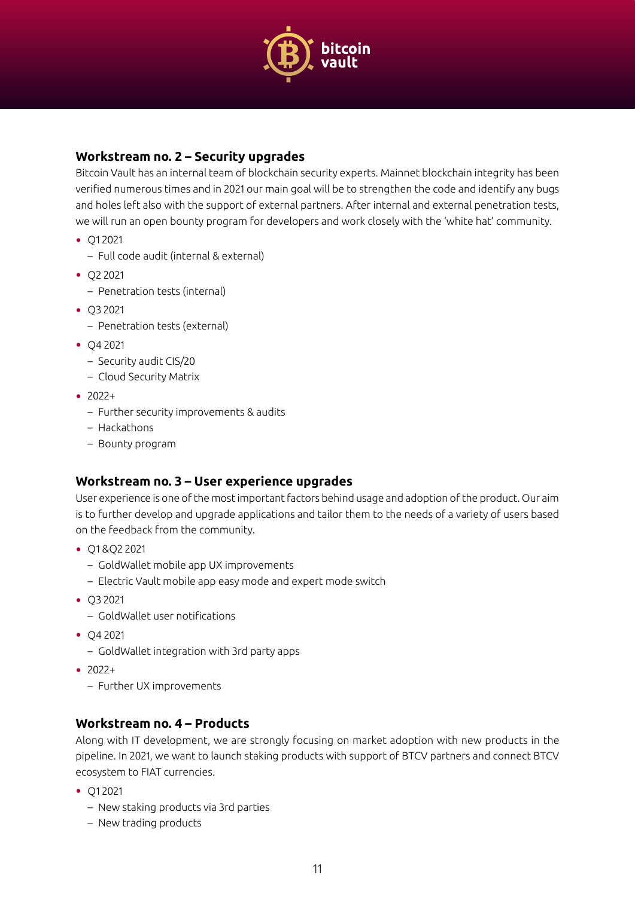## Workstream no. 2 – Security upgrades

Bitcoin Vault has an internal team of blockchain security experts. Mainnet blockchain integrity has been verified numerous times and in 2021 our main goal will be to strengthen the code and identify any bugs and holes left also with the support of external partners. After internal and external penetration tests, we will run an open bounty program for developers and work closely with the 'white hat' community.

- Q1 2021
  - Full code audit (internal & external)
- Q2 2021
  - Penetration tests (internal)
- Q3 2021
  - Penetration tests (external)
- Q4 2021
  - Security audit CIS/20
  - Cloud Security Matrix
- 2022+
  - Further security improvements & audits
  - Hackathons
  - Bounty program

## Workstream no. 3 – User experience upgrades

User experience is one of the most important factors behind usage and adoption of the product. Our aim is to further develop and upgrade applications and tailor them to the needs of a variety of users based on the feedback from the community.

- Q1 &Q2 2021
  - GoldWallet mobile app UX improvements
  - Electric Vault mobile app easy mode and expert mode switch
- Q3 2021
  - GoldWallet user notifications
- Q4 2021
  - GoldWallet integration with 3rd party apps
- 2022+
  - Further UX improvements

## Workstream no. 4 – Products

Along with IT development, we are strongly focusing on market adoption with new products in the pipeline. In 2021, we want to launch staking products with support of BTCV partners and connect BTCV ecosystem to FIAT currencies.

- Q1 2021
  - New staking products via 3rd parties
  - New trading products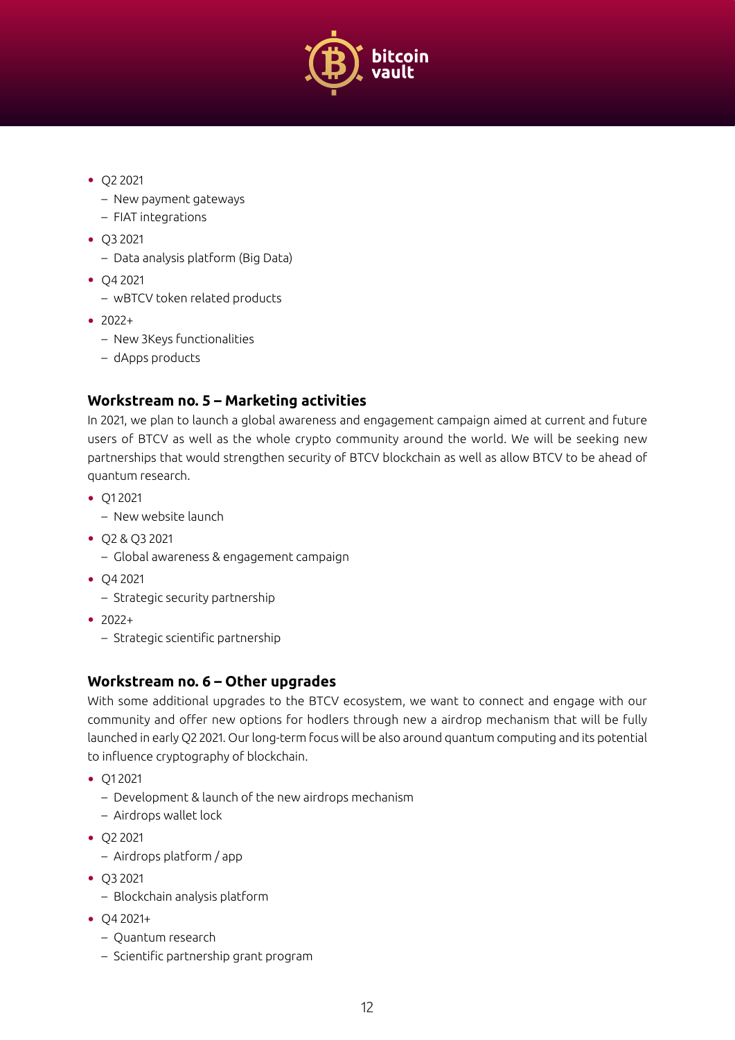- Q2 2021
  - New payment gateways
  - FIAT integrations
- Q3 2021
  - Data analysis platform (Big Data)
- Q4 2021
  - wBTCV token related products
- 2022+
  - New 3Keys functionalities
  - dApps products

### Workstream no. 5 – Marketing activities

In 2021, we plan to launch a global awareness and engagement campaign aimed at current and future users of BTCV as well as the whole crypto community around the world. We will be seeking new partnerships that would strengthen security of BTCV blockchain as well as allow BTCV to be ahead of quantum research.

- Q1 2021
  - New website launch
- Q2 & Q3 2021
  - Global awareness & engagement campaign
- Q4 2021
  - Strategic security partnership
- 2022+
  - Strategic scientific partnership

### Workstream no. 6 – Other upgrades

With some additional upgrades to the BTCV ecosystem, we want to connect and engage with our community and offer new options for hodlers through new a airdrop mechanism that will be fully launched in early Q2 2021. Our long-term focus will be also around quantum computing and its potential to influence cryptography of blockchain.

- Q1 2021
  - Development & launch of the new airdrops mechanism
  - Airdrops wallet lock
- Q2 2021
  - Airdrops platform / app
- Q3 2021
  - Blockchain analysis platform
- Q4 2021+
  - Quantum research
  - Scientific partnership grant program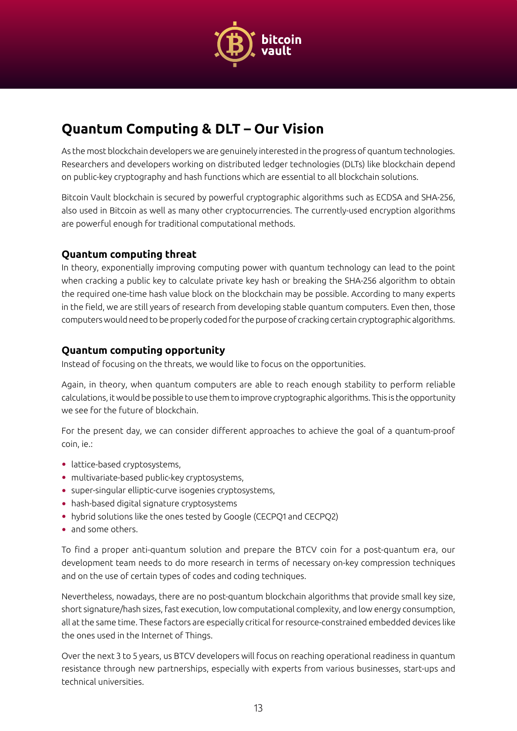## Quantum Computing & DLT – Our Vision

As the most blockchain developers we are genuinely interested in the progress of quantum technologies. Researchers and developers working on distributed ledger technologies (DLTs) like blockchain depend on public-key cryptography and hash functions which are essential to all blockchain solutions.

Bitcoin Vault blockchain is secured by powerful cryptographic algorithms such as ECDSA and SHA-256, also used in Bitcoin as well as many other cryptocurrencies. The currently-used encryption algorithms are powerful enough for traditional computational methods.

### Quantum computing threat

In theory, exponentially improving computing power with quantum technology can lead to the point when cracking a public key to calculate private key hash or breaking the SHA-256 algorithm to obtain the required one-time hash value block on the blockchain may be possible. According to many experts in the field, we are still years of research from developing stable quantum computers. Even then, those computers would need to be properly coded for the purpose of cracking certain cryptographic algorithms.

### Quantum computing opportunity

Instead of focusing on the threats, we would like to focus on the opportunities.

Again, in theory, when quantum computers are able to reach enough stability to perform reliable calculations, it would be possible to use them to improve cryptographic algorithms. This is the opportunity we see for the future of blockchain.

For the present day, we can consider different approaches to achieve the goal of a quantum-proof coin, ie.:

- lattice-based cryptosystems,
- multivariate-based public-key cryptosystems,
- super-singular elliptic-curve isogenies cryptosystems,
- hash-based digital signature cryptosystems
- hybrid solutions like the ones tested by Google (CECPQ1 and CECPQ2)
- and some others.

To find a proper anti-quantum solution and prepare the BTCV coin for a post-quantum era, our development team needs to do more research in terms of necessary on-key compression techniques and on the use of certain types of codes and coding techniques.

Nevertheless, nowadays, there are no post-quantum blockchain algorithms that provide small key size, short signature/hash sizes, fast execution, low computational complexity, and low energy consumption, all at the same time. These factors are especially critical for resource-constrained embedded devices like the ones used in the Internet of Things.

Over the next 3 to 5 years, us BTCV developers will focus on reaching operational readiness in quantum resistance through new partnerships, especially with experts from various businesses, start-ups and technical universities.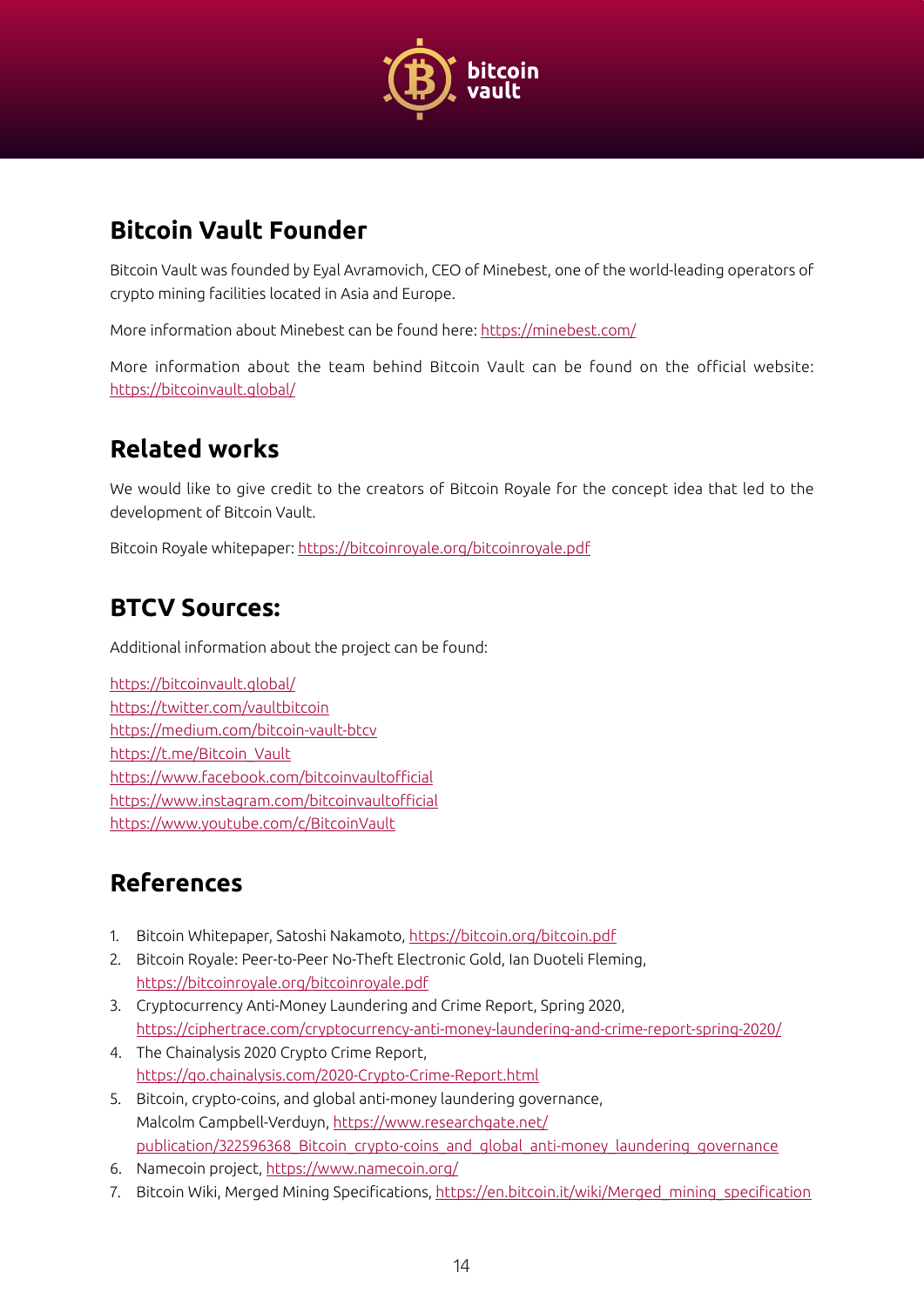## Bitcoin Vault Founder

Bitcoin Vault was founded by Eyal Avramovich, CEO of Minebest, one of the world-leading operators of crypto mining facilities located in Asia and Europe.

More information about Minebest can be found here: https://minebest.com/

More information about the team behind Bitcoin Vault can be found on the official website: https://bitcoinvault.global/

## Related works

We would like to give credit to the creators of Bitcoin Royale for the concept idea that led to the development of Bitcoin Vault.

Bitcoin Royale whitepaper: https://bitcoinroyale.org/bitcoinroyale.pdf

## BTCV Sources:

Additional information about the project can be found:

https://bitcoinvault.global/
https://twitter.com/vaultbitcoin
https://medium.com/bitcoin-vault-btcv
https://t.me/Bitcoin_Vault
https://www.facebook.com/bitcoinvaultofficial
https://www.instagram.com/bitcoinvaultofficial
https://www.youtube.com/c/BitcoinVault

## References

1. Bitcoin Whitepaper, Satoshi Nakamoto, https://bitcoin.org/bitcoin.pdf
2. Bitcoin Royale: Peer-to-Peer No-Theft Electronic Gold, Ian Duoteli Fleming, https://bitcoinroyale.org/bitcoinroyale.pdf
3. Cryptocurrency Anti-Money Laundering and Crime Report, Spring 2020, https://ciphertrace.com/cryptocurrency-anti-money-laundering-and-crime-report-spring-2020/
4. The Chainalysis 2020 Crypto Crime Report, https://go.chainalysis.com/2020-Crypto-Crime-Report.html
5. Bitcoin, crypto-coins, and global anti-money laundering governance, Malcolm Campbell-Verduyn, https://www.researchgate.net/publication/322596368_Bitcoin_crypto-coins_and_global_anti-money_laundering_governance
6. Namecoin project, https://www.namecoin.org/
7. Bitcoin Wiki, Merged Mining Specifications, https://en.bitcoin.it/wiki/Merged_mining_specification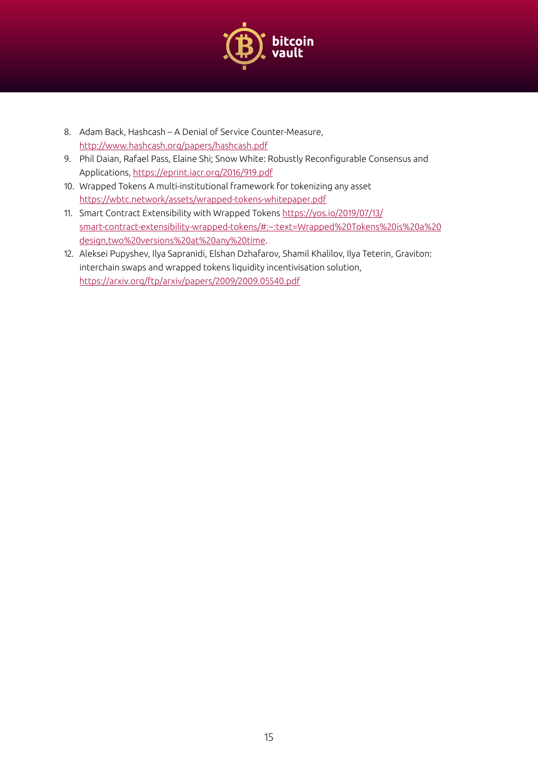8. Adam Back, Hashcash – A Denial of Service Counter-Measure, http://www.hashcash.org/papers/hashcash.pdf
9. Phil Daian, Rafael Pass, Elaine Shi; Snow White: Robustly Reconfigurable Consensus and Applications, https://eprint.iacr.org/2016/919.pdf
10. Wrapped Tokens A multi-institutional framework for tokenizing any asset https://wbtc.network/assets/wrapped-tokens-whitepaper.pdf
11. Smart Contract Extensibility with Wrapped Tokens https://yos.io/2019/07/13/smart-contract-extensibility-wrapped-tokens/#:~:text=Wrapped%20Tokens%20is%20a%20design,two%20versions%20at%20any%20time.
12. Aleksei Pupyshev, Ilya Sapranidi, Elshan Dzhafarov, Shamil Khalilov, Ilya Teterin, Graviton: interchain swaps and wrapped tokens liquidity incentivisation solution, https://arxiv.org/ftp/arxiv/papers/2009/2009.05540.pdf